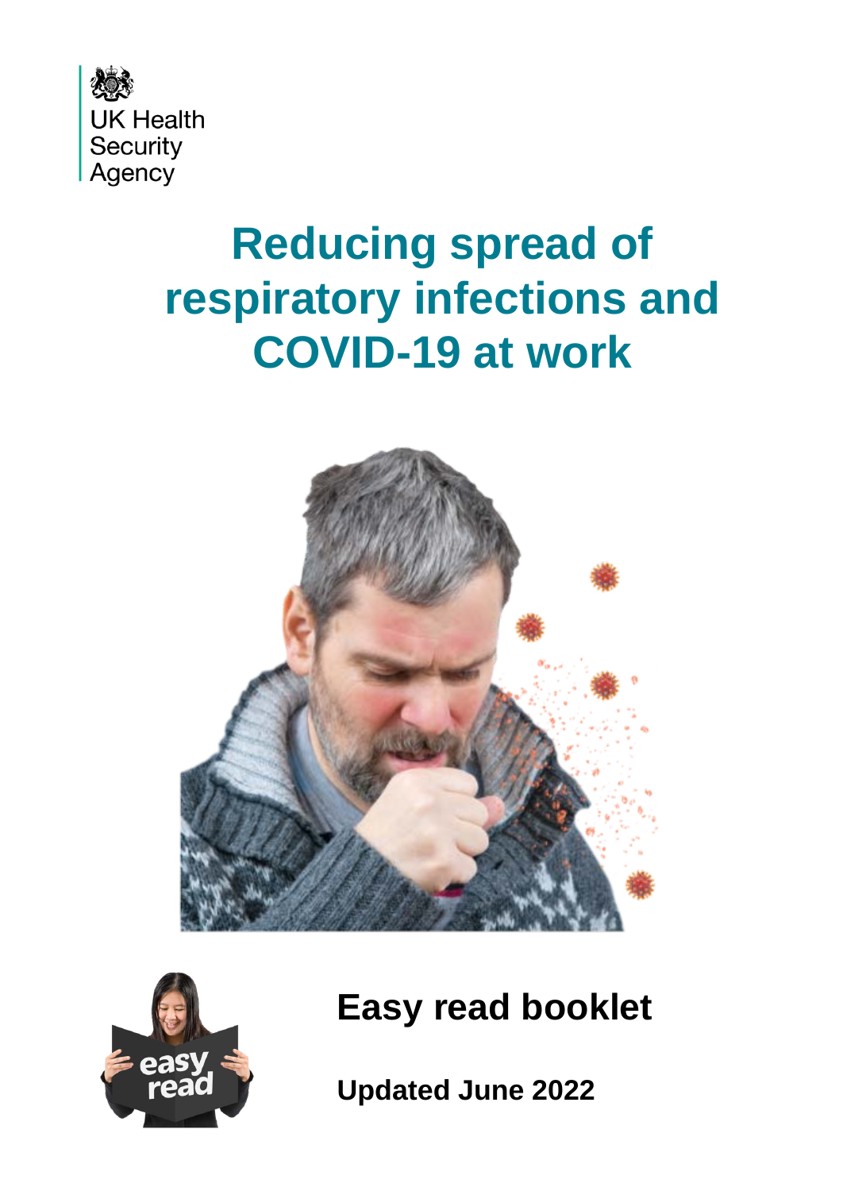UK Health Security Agency

# Reducing spread of respiratory infections and COVID-19 at work

## Easy read booklet

**Updated June 2022**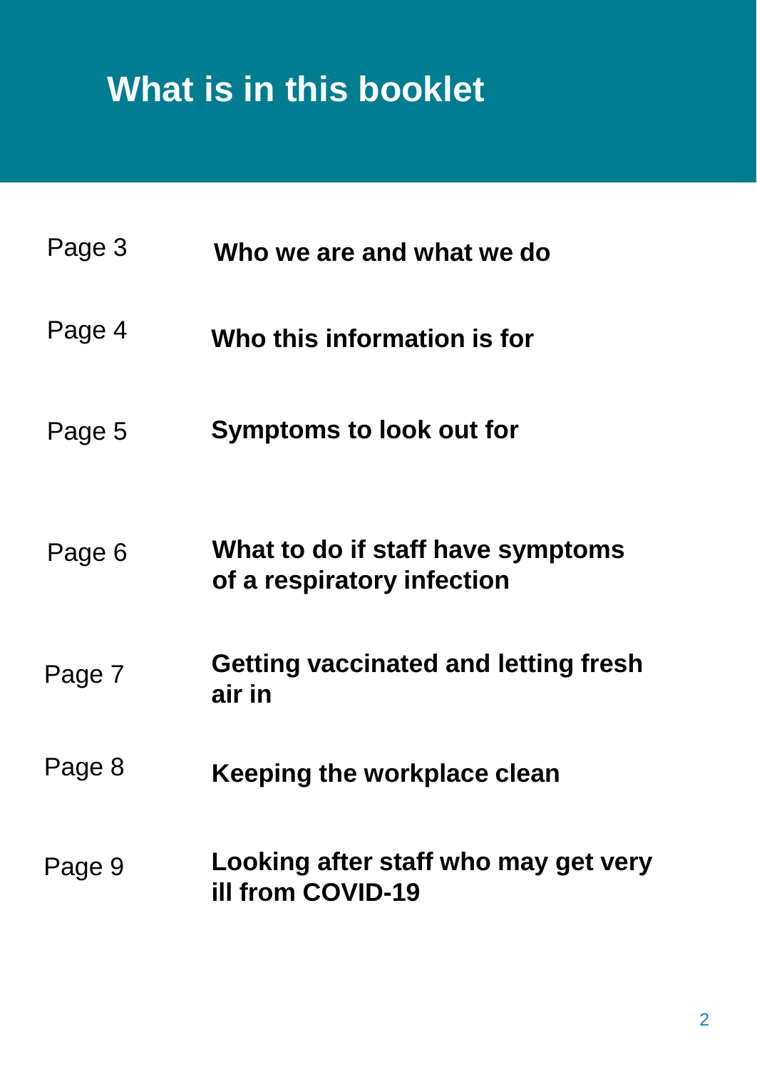# What is in this booklet

| | |
|---|---|
| Page 3 | **Who we are and what we do** |
| Page 4 | **Who this information is for** |
| Page 5 | **Symptoms to look out for** |
| Page 6 | **What to do if staff have symptoms of a respiratory infection** |
| Page 7 | **Getting vaccinated and letting fresh air in** |
| Page 8 | **Keeping the workplace clean** |
| Page 9 | **Looking after staff who may get very ill from COVID-19** |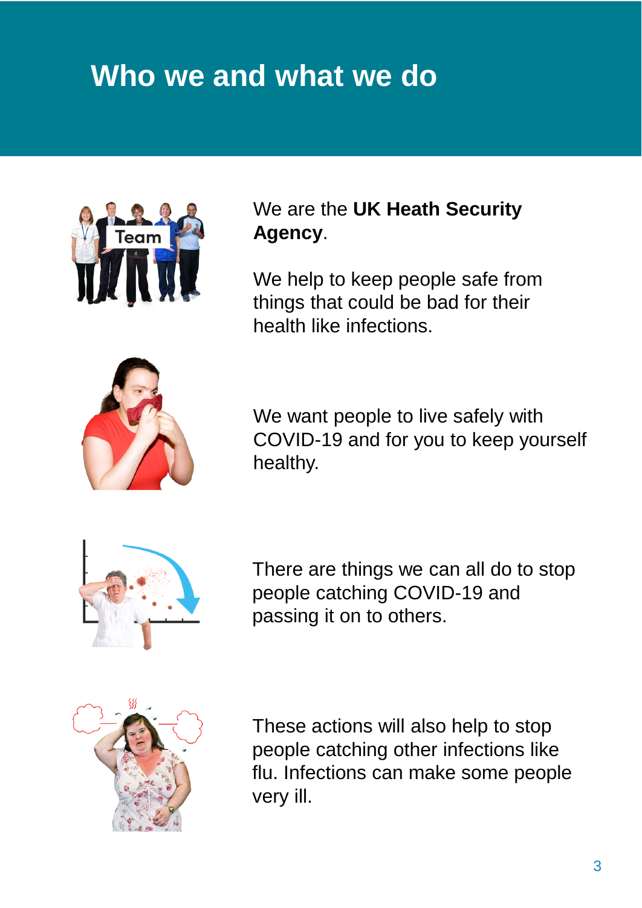# Who we and what we do

We are the **UK Heath Security Agency**.

We help to keep people safe from things that could be bad for their health like infections.

We want people to live safely with COVID-19 and for you to keep yourself healthy.

There are things we can all do to stop people catching COVID-19 and passing it on to others.

These actions will also help to stop people catching other infections like flu. Infections can make some people very ill.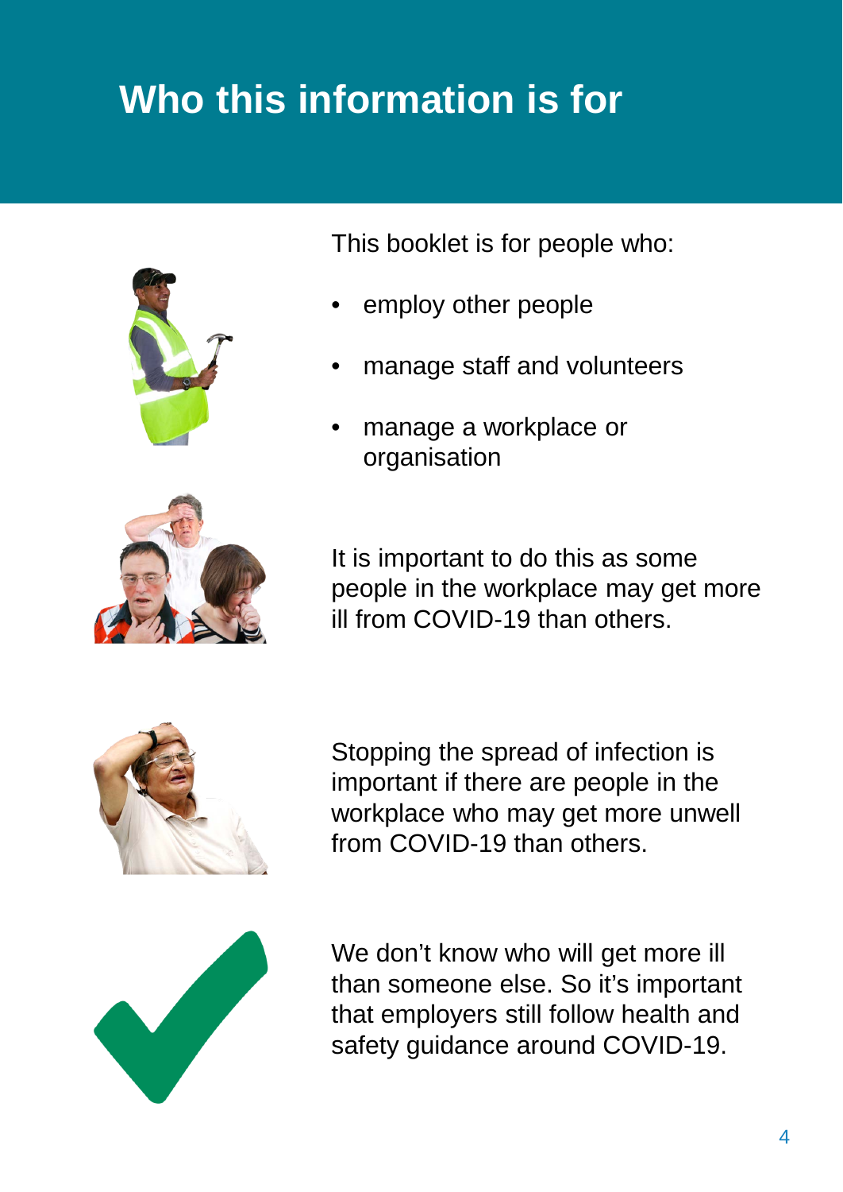# Who this information is for

This booklet is for people who:

- employ other people
- manage staff and volunteers
- manage a workplace or organisation

It is important to do this as some people in the workplace may get more ill from COVID-19 than others.

Stopping the spread of infection is important if there are people in the workplace who may get more unwell from COVID-19 than others.

We don't know who will get more ill than someone else. So it's important that employers still follow health and safety guidance around COVID-19.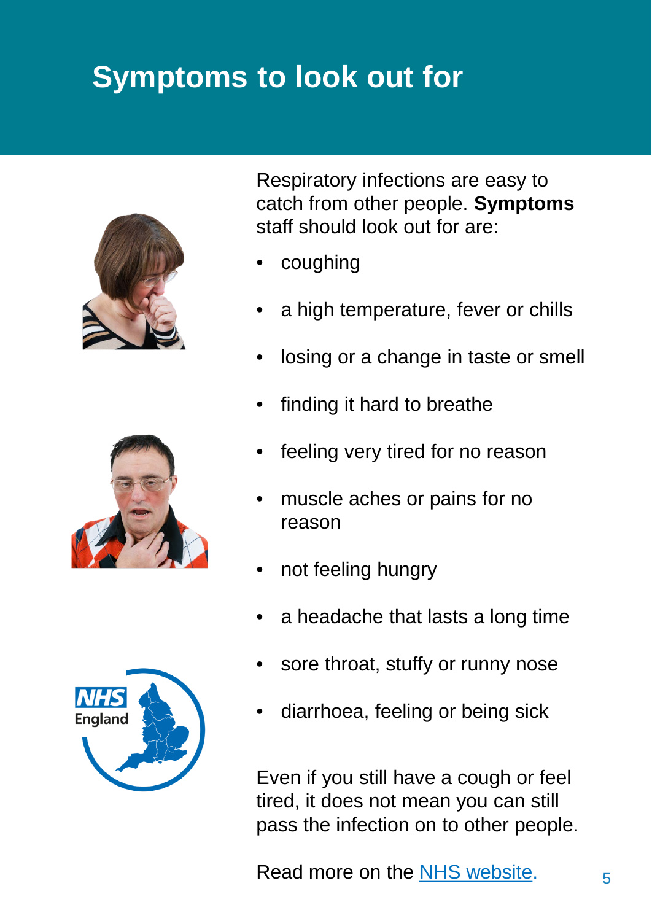# Symptoms to look out for

Respiratory infections are easy to catch from other people. **Symptoms** staff should look out for are:

- coughing
- a high temperature, fever or chills
- losing or a change in taste or smell
- finding it hard to breathe
- feeling very tired for no reason
- muscle aches or pains for no reason
- not feeling hungry
- a headache that lasts a long time
- sore throat, stuffy or runny nose
- diarrhoea, feeling or being sick

Even if you still have a cough or feel tired, it does not mean you can still pass the infection on to other people.

Read more on the [NHS website](NHS website).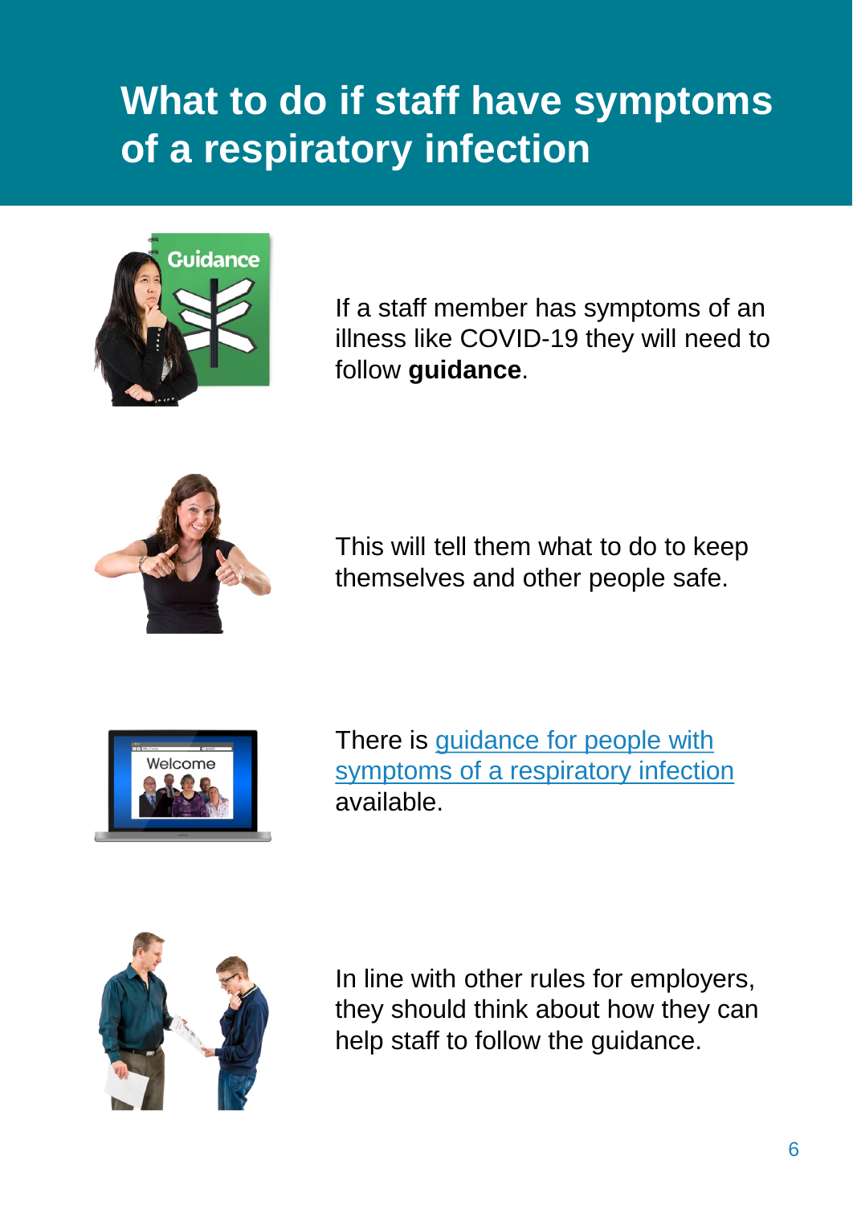# What to do if staff have symptoms of a respiratory infection

If a staff member has symptoms of an illness like COVID-19 they will need to follow **guidance**.

This will tell them what to do to keep themselves and other people safe.

There is guidance for people with symptoms of a respiratory infection available.

In line with other rules for employers, they should think about how they can help staff to follow the guidance.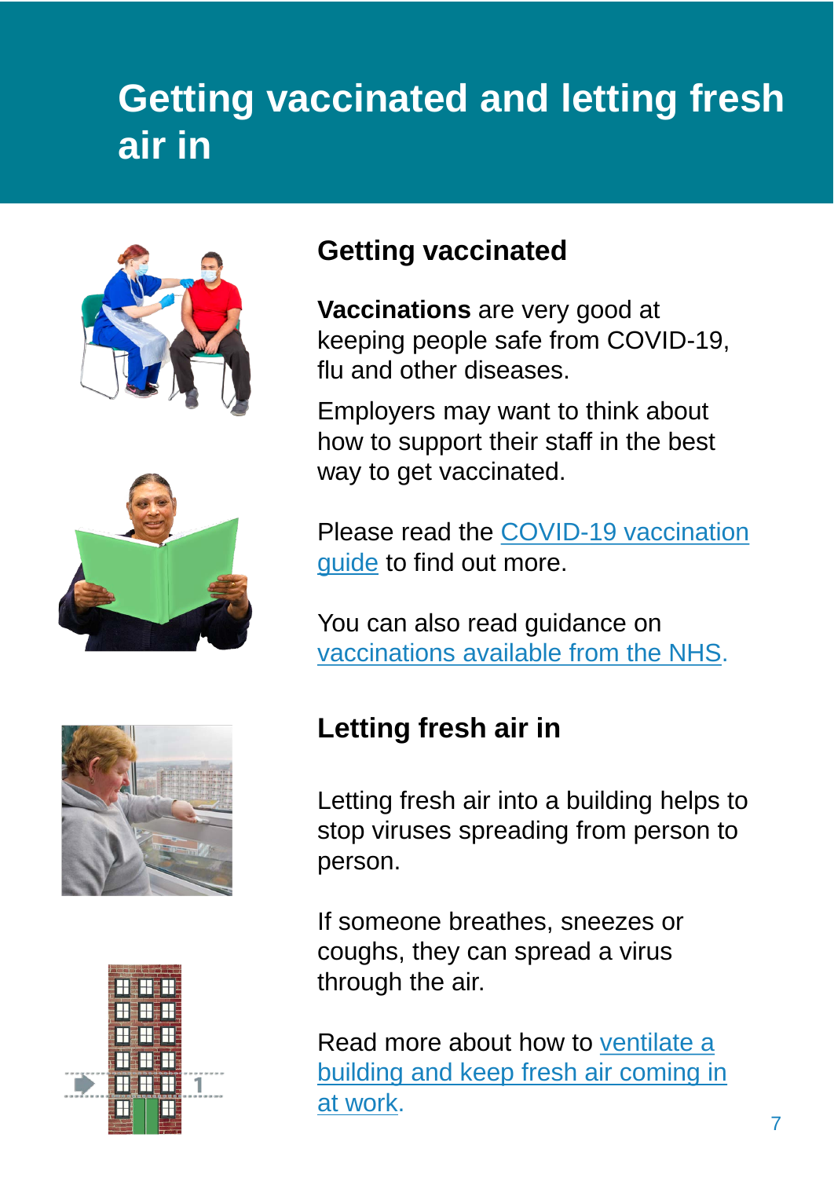# Getting vaccinated and letting fresh air in

## Getting vaccinated

**Vaccinations** are very good at keeping people safe from COVID-19, flu and other diseases.

Employers may want to think about how to support their staff in the best way to get vaccinated.

Please read the COVID-19 vaccination guide to find out more.

You can also read guidance on vaccinations available from the NHS.

## Letting fresh air in

Letting fresh air into a building helps to stop viruses spreading from person to person.

If someone breathes, sneezes or coughs, they can spread a virus through the air.

Read more about how to ventilate a building and keep fresh air coming in at work.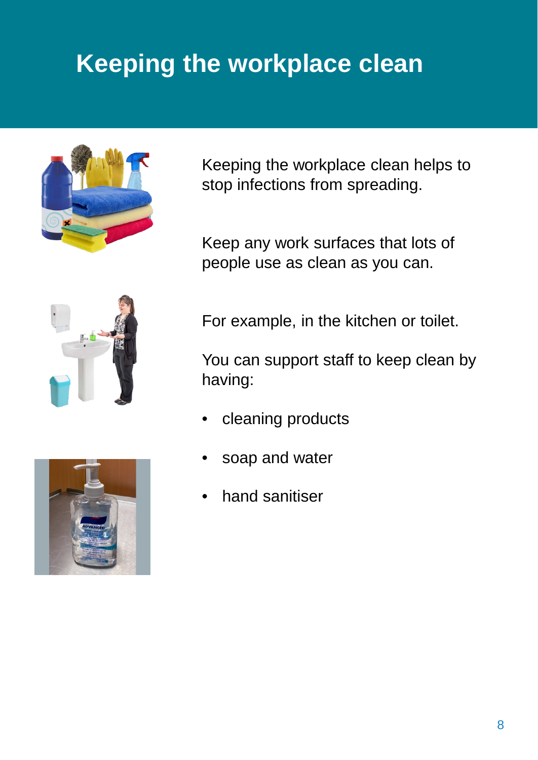# Keeping the workplace clean

Keeping the workplace clean helps to stop infections from spreading.

Keep any work surfaces that lots of people use as clean as you can.

For example, in the kitchen or toilet.

You can support staff to keep clean by having:

- cleaning products
- soap and water
- hand sanitiser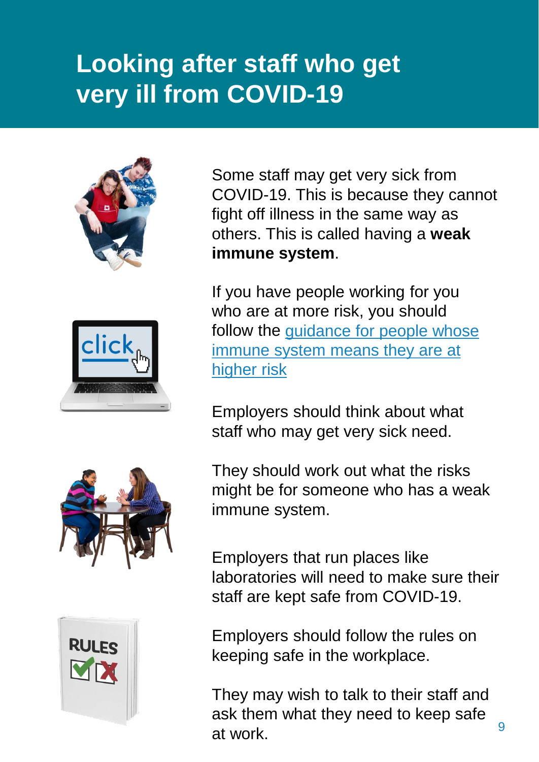# Looking after staff who get very ill from COVID-19

Some staff may get very sick from COVID-19. This is because they cannot fight off illness in the same way as others. This is called having a **weak immune system**.

If you have people working for you who are at more risk, you should follow the guidance for people whose immune system means they are at higher risk

Employers should think about what staff who may get very sick need.

They should work out what the risks might be for someone who has a weak immune system.

Employers that run places like laboratories will need to make sure their staff are kept safe from COVID-19.

Employers should follow the rules on keeping safe in the workplace.

They may wish to talk to their staff and ask them what they need to keep safe at work.